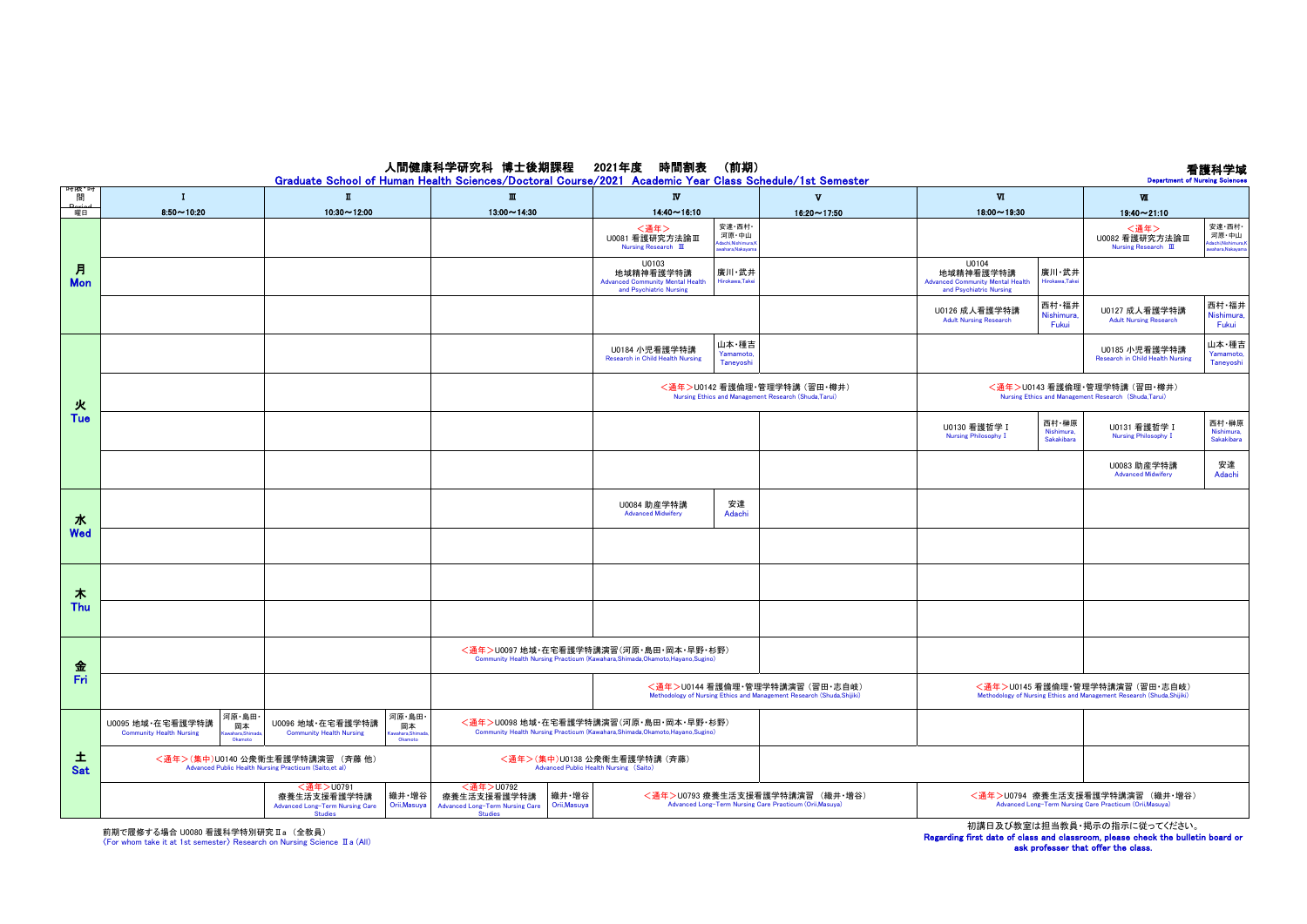# 人間健康科学研究科 博士後期課程 2021年度 時間割表 （前期）

**Graduate School of Human Health Sciences/Doctoral Course/2021 Academic Year Class Schedule/1st Semester**

看護科学域
Department of Nursing Sciences

| 時限・時間 Period 曜日 | Ⅰ 8:50～10:20 | Ⅱ 10:30～12:00 | Ⅲ 13:00～14:30 | Ⅳ 14:40～16:10 | Ⅴ 16:20～17:50 | Ⅵ 18:00～19:30 | Ⅶ 19:40～21:10 |
|---|---|---|---|---|---|---|---|
| 月 Mon | | | | <通年> U0081 看護研究方法論Ⅲ Nursing Research Ⅲ 安達・西村・河原・中山 Adachi,Nishimura,Kawahara,Nakayama | | | <通年> U0082 看護研究方法論Ⅲ Nursing Research Ⅲ 安達・西村・河原・中山 Adachi,Nishimura,Kawahara,Nakayama |
| 月 Mon | | | | U0103 地域精神看護学特講 Advanced Community Mental Health and Psychiatric Nursing 廣川・武井 Hirokawa,Takei | | U0104 地域精神看護学特講 Advanced Community Mental Health and Psychiatric Nursing 廣川・武井 Hirokawa,Takei | |
| 月 Mon | | | | | | U0126 成人看護学特講 Adult Nursing Research 西村・福井 Nishimura, Fukui | U0127 成人看護学特講 Adult Nursing Research 西村・福井 Nishimura, Fukui |
| 火 Tue | | | | U0184 小児看護学特講 Research in Child Health Nursing 山本・種吉 Yamamoto, Taneyoshi | | | U0185 小児看護学特講 Research in Child Health Nursing 山本・種吉 Yamamoto, Taneyoshi |
| 火 Tue | | | | <通年>U0142 看護倫理・管理学特講（習田・樽井） Nursing Ethics and Management Research (Shuda,Tarui) | | <通年>U0143 看護倫理・管理学特講（習田・樽井） Nursing Ethics and Management Research (Shuda,Tarui) | |
| 火 Tue | | | | | | U0130 看護哲学Ⅰ Nursing Philosophy Ⅰ 西村・榊原 Nishimura, Sakakibara | U0131 看護哲学Ⅰ Nursing Philosophy Ⅰ 西村・榊原 Nishimura, Sakakibara |
| 火 Tue | | | | | | | U0083 助産学特講 Advanced Midwifery 安達 Adachi |
| 水 Wed | | | | U0084 助産学特講 Advanced Midwifery 安達 Adachi | | | |
| 水 Wed | | | | | | | |
| 木 Thu | | | | | | | |
| 木 Thu | | | | | | | |
| 金 Fri | | | <通年>U0097 地域・在宅看護学特講演習（河原・島田・岡本・早野・杉野） Community Health Nursing Practicum (Kawahara,Shimada,Okamoto,Hayano,Sugino) | | | | |
| 金 Fri | | | | <通年>U0144 看護倫理・管理学特講演習（習田・志自岐） Methodology of Nursing Ethics and Management Research (Shuda,Shijiki) | | <通年>U0145 看護倫理・管理学特講演習（習田・志自岐） Methodology of Nursing Ethics and Management Research (Shuda,Shijiki) | |
| 土 Sat | U0095 地域・在宅看護学特講 Community Health Nursing 河原・島田・岡本 Kawahara,Shimada,Okamoto | U0096 地域・在宅看護学特講 Community Health Nursing 河原・島田・岡本 Kawahara,Shimada,Okamoto | <通年>U0098 地域・在宅看護学特講演習（河原・島田・岡本・早野・杉野） Community Health Nursing Practicum (Kawahara,Shimada,Okamoto,Hayano,Sugino) | | | | |
| 土 Sat | <通年>（集中）U0140 公衆衛生看護学特講演習 （斉藤 他） Advanced Public Health Nursing Practicum (Saito,et al) | | <通年>（集中）U0138 公衆衛生看護学特講（斉藤） Advanced Public Health Nursing (Saito) | | | | |
| 土 Sat | | <通年>U0791 療養生活支援看護学特講 Advanced Long-Term Nursing Care Studies 織井・増谷 Orii,Masuya | <通年>U0792 療養生活支援看護学特講 Advanced Long-Term Nursing Care Studies 織井・増谷 Orii,Masuya | <通年>U0793 療養生活支援看護学特講演習 （織井・増谷） Advanced Long-Term Nursing Care Practicum (Orii,Masuya) | | <通年>U0794 療養生活支援看護学特講演習 （織井・増谷） Advanced Long-Term Nursing Care Practicum (Orii,Masuya) | |

前期で履修する場合 U0080 看護科学特別研究Ⅱa （全教員）
(For whom take it at 1st semester) Research on Nursing Science Ⅱa (All)

初講日及び教室は担当教員・掲示の指示に従ってください。
**Regarding first date of class and classroom, please check the bulletin board or ask professer that offer the class.**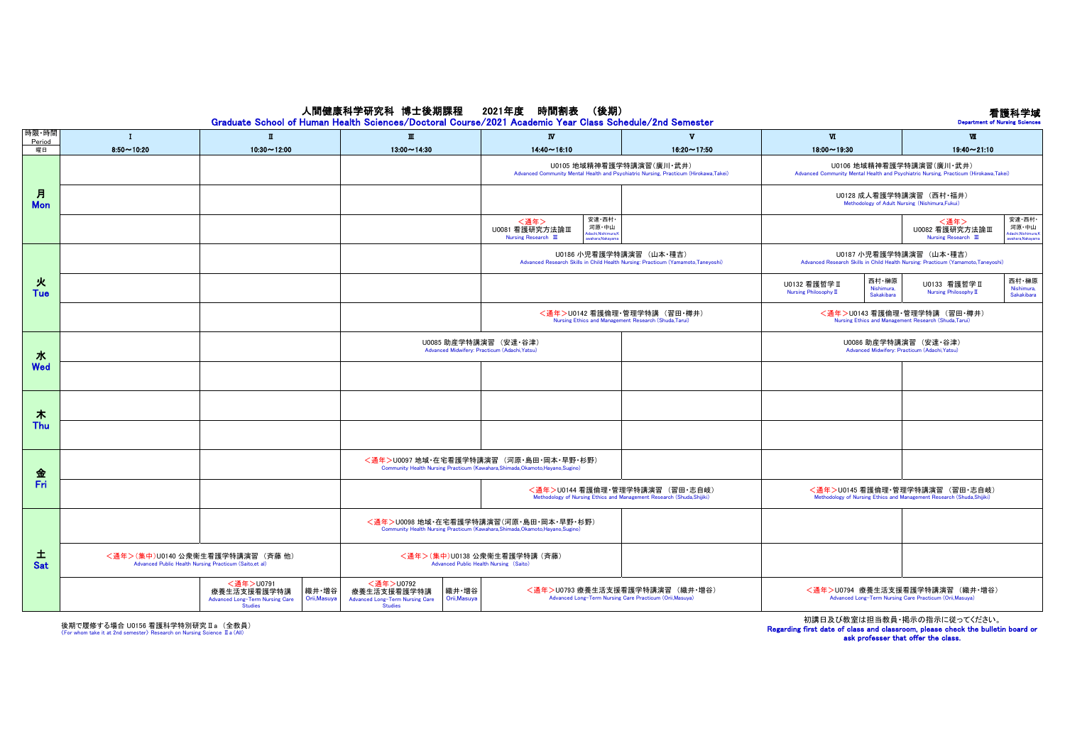# 人間健康科学研究科 博士後期課程 2021年度 時間割表 （後期）

Graduate School of Human Health Sciences/Doctoral Course/2021 Academic Year Class Schedule/2nd Semester

看護科学域
Department of Nursing Sciences

| 時限・時間 Period / 曜日 | Ⅰ 8:50～10:20 | Ⅱ 10:30～12:00 | Ⅲ 13:00～14:30 | Ⅳ 14:40～16:10 | Ⅴ 16:20～17:50 | Ⅵ 18:00～19:30 | Ⅶ 19:40～21:10 |
|---|---|---|---|---|---|---|---|
| 月 Mon | | | | U0105 地域精神看護学特講演習(廣川・武井) Advanced Community Mental Health and Psychiatric Nursing, Practicum (Hirokawa,Takei) | | U0106 地域精神看護学特講演習(廣川・武井) Advanced Community Mental Health and Psychiatric Nursing, Practicum (Hirokawa,Takei) | |
| 月 Mon | | | | | | U0128 成人看護学特講演習 （西村・福井） Methodology of Adult Nursing (Nishimura,Fukui) | |
| 月 Mon | | | | <通年> U0081 看護研究方法論Ⅲ Nursing Research Ⅲ 安達・西村・河原・中山 Adachi,Nishimura,Kawahara,Nakayama | | | <通年> U0082 看護研究方法論Ⅲ Nursing Research Ⅲ 安達・西村・河原・中山 Adachi,Nishimura,Kawahara,Nakayama |
| 火 Tue | | | | U0186 小児看護学特講演習 （山本・種吉） Advanced Research Skills in Child Health Nursing: Practicum (Yamamoto,Taneyoshi) | | U0187 小児看護学特講演習 （山本・種吉） Advanced Research Skills in Child Health Nursing: Practicum (Yamamoto,Taneyoshi) | |
| 火 Tue | | | | | | U0132 看護哲学Ⅱ Nursing Philosophy Ⅱ 西村・榊原 Nishimura, Sakakibara | U0133 看護哲学Ⅱ Nursing Philosophy Ⅱ 西村・榊原 Nishimura, Sakakibara |
| 火 Tue | | | | <通年>U0142 看護倫理・管理学特講 （習田・樽井） Nursing Ethics and Management Research (Shuda,Tarui) | | <通年>U0143 看護倫理・管理学特講 （習田・樽井） Nursing Ethics and Management Research (Shuda,Tarui) | |
| 水 Wed | | | U0085 助産学特講演習 （安達・谷津） Advanced Midwifery: Practicum (Adachi,Yatsu) | | | U0086 助産学特講演習 （安達・谷津） Advanced Midwifery: Practicum (Adachi,Yatsu) | |
| 水 Wed | | | | | | | |
| 木 Thu | | | | | | | |
| 木 Thu | | | | | | | |
| 金 Fri | | | <通年>U0097 地域・在宅看護学特講演習 （河原・島田・岡本・早野・杉野） Community Health Nursing Practicum (Kawahara,Shimada,Okamoto,Hayano,Sugino) | | | | |
| 金 Fri | | | | <通年>U0144 看護倫理・管理学特講演習 （習田・志自岐） Methodology of Nursing Ethics and Management Research (Shuda,Shijiki) | | <通年>U0145 看護倫理・管理学特講演習 （習田・志自岐） Methodology of Nursing Ethics and Management Research (Shuda,Shijiki) | |
| 土 Sat | | | <通年>U0098 地域・在宅看護学特講演習(河原・島田・岡本・早野・杉野) Community Health Nursing Practicum (Kawahara,Shimada,Okamoto,Hayano,Sugino) | | | | |
| 土 Sat | <通年>(集中)U0140 公衆衛生看護学特講演習 （斉藤 他） Advanced Public Health Nursing Practicum (Saito,et. al) | | <通年>(集中)U0138 公衆衛生看護学特講 (斉藤) Advanced Public Health Nursing (Saito) | | | | |
| 土 Sat | | <通年>U0791 療養生活支援看護学特講 Advanced Long-Term Nursing Care Studies 織井・増谷 Orii,Masuya | <通年>U0792 療養生活支援看護学特講 Advanced Long-Term Nursing Care Studies 織井・増谷 Orii,Masuya | <通年>U0793 療養生活支援看護学特講演習 （織井・増谷） Advanced Long-Term Nursing Care Practicum (Orii,Masuya) | | <通年>U0794 療養生活支援看護学特講演習 （織井・増谷） Advanced Long-Term Nursing Care Practicum (Orii,Masuya) | |

後期で履修する場合 U0156 看護科学特別研究Ⅱａ （全教員）
(For whom take it at 2nd semester) Research on Nursing Science Ⅱa (All)

初講日及び教室は担当教員・掲示の指示に従ってください。
Regarding first date of class and classroom, please check the bulletin board or ask professer that offer the class.